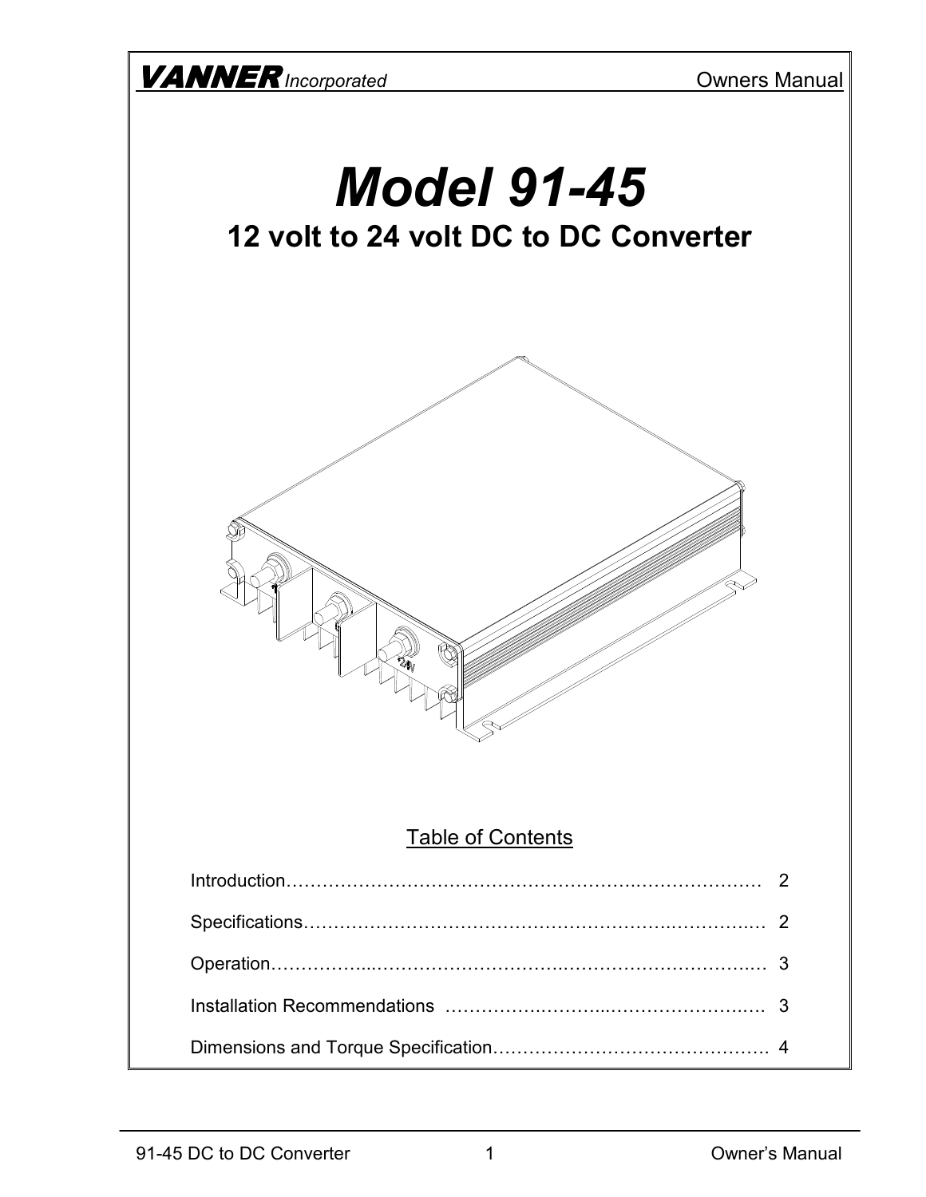**VANNER** *Incorporated* Owners Manual

# *Model 91-45*

## 12 volt to 24 volt DC to DC Converter

Table of Contents

| | |
|---|---|
| Introduction | 2 |
| Specifications | 2 |
| Operation | 3 |
| Installation Recommendations | 3 |
| Dimensions and Torque Specification | 4 |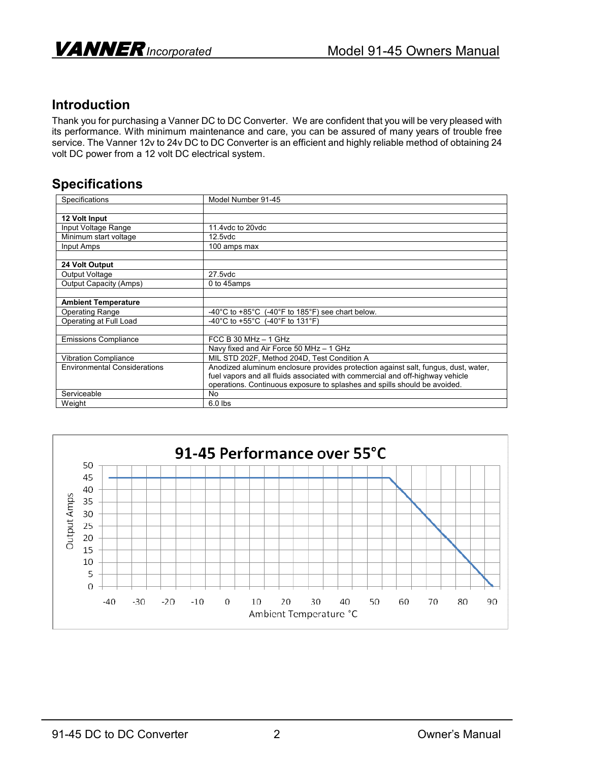## Introduction

Thank you for purchasing a Vanner DC to DC Converter. We are confident that you will be very pleased with its performance. With minimum maintenance and care, you can be assured of many years of trouble free service. The Vanner 12v to 24v DC to DC Converter is an efficient and highly reliable method of obtaining 24 volt DC power from a 12 volt DC electrical system.

## Specifications

| Specifications | Model Number 91-45 |
|---|---|
| | |
| **12 Volt Input** | |
| Input Voltage Range | 11.4vdc to 20vdc |
| Minimum start voltage | 12.5vdc |
| Input Amps | 100 amps max |
| | |
| **24 Volt Output** | |
| Output Voltage | 27.5vdc |
| Output Capacity (Amps) | 0 to 45amps |
| | |
| **Ambient Temperature** | |
| Operating Range | -40°C to +85°C (-40°F to 185°F) see chart below. |
| Operating at Full Load | -40°C to +55°C (-40°F to 131°F) |
| | |
| Emissions Compliance | FCC B 30 MHz – 1 GHz |
| | Navy fixed and Air Force 50 MHz – 1 GHz |
| Vibration Compliance | MIL STD 202F, Method 204D, Test Condition A |
| Environmental Considerations | Anodized aluminum enclosure provides protection against salt, fungus, dust, water, fuel vapors and all fluids associated with commercial and off-highway vehicle operations. Continuous exposure to splashes and spills should be avoided. |
| Serviceable | No |
| Weight | 6.0 lbs |

**91-45 Performance over 55°C**

(Chart: Output Amps vs. Ambient Temperature °C — 45 A from -40°C to 55°C, derating linearly to 0 A at approximately 90°C)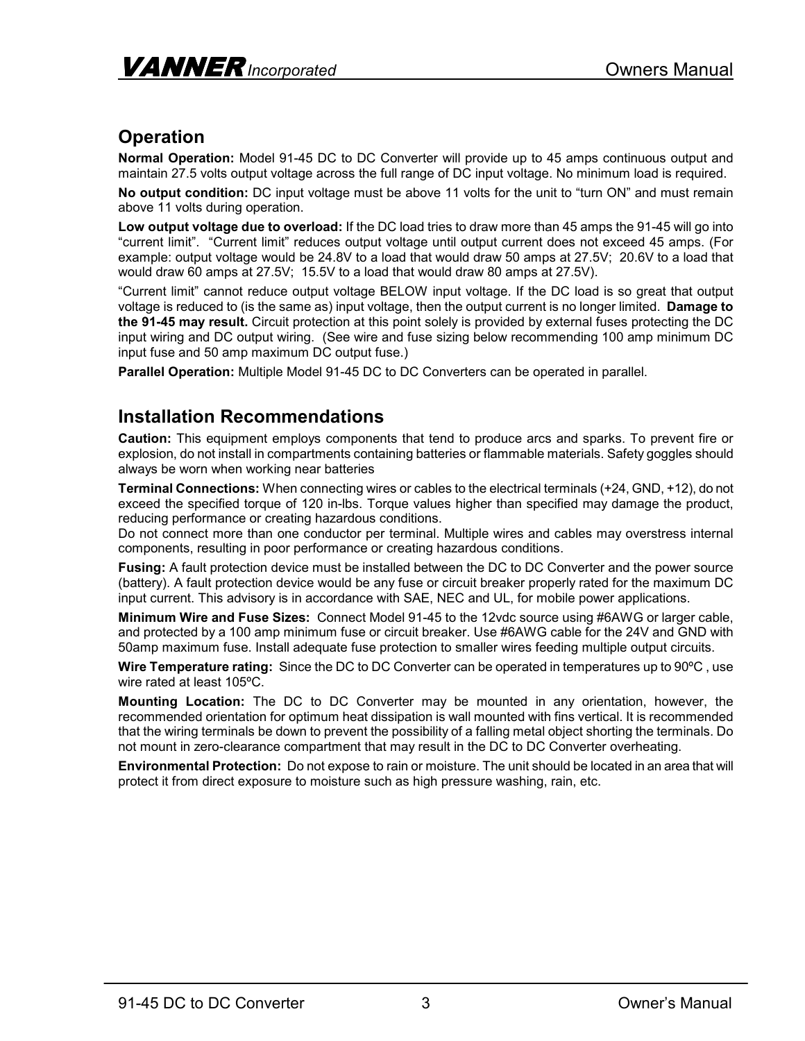## Operation

**Normal Operation:** Model 91-45 DC to DC Converter will provide up to 45 amps continuous output and maintain 27.5 volts output voltage across the full range of DC input voltage. No minimum load is required.

**No output condition:** DC input voltage must be above 11 volts for the unit to "turn ON" and must remain above 11 volts during operation.

**Low output voltage due to overload:** If the DC load tries to draw more than 45 amps the 91-45 will go into "current limit". "Current limit" reduces output voltage until output current does not exceed 45 amps. (For example: output voltage would be 24.8V to a load that would draw 50 amps at 27.5V; 20.6V to a load that would draw 60 amps at 27.5V; 15.5V to a load that would draw 80 amps at 27.5V).

"Current limit" cannot reduce output voltage BELOW input voltage. If the DC load is so great that output voltage is reduced to (is the same as) input voltage, then the output current is no longer limited. **Damage to the 91-45 may result.** Circuit protection at this point solely is provided by external fuses protecting the DC input wiring and DC output wiring. (See wire and fuse sizing below recommending 100 amp minimum DC input fuse and 50 amp maximum DC output fuse.)

**Parallel Operation:** Multiple Model 91-45 DC to DC Converters can be operated in parallel.

## Installation Recommendations

**Caution:** This equipment employs components that tend to produce arcs and sparks. To prevent fire or explosion, do not install in compartments containing batteries or flammable materials. Safety goggles should always be worn when working near batteries

**Terminal Connections:** When connecting wires or cables to the electrical terminals (+24, GND, +12), do not exceed the specified torque of 120 in-lbs. Torque values higher than specified may damage the product, reducing performance or creating hazardous conditions.
Do not connect more than one conductor per terminal. Multiple wires and cables may overstress internal components, resulting in poor performance or creating hazardous conditions.

**Fusing:** A fault protection device must be installed between the DC to DC Converter and the power source (battery). A fault protection device would be any fuse or circuit breaker properly rated for the maximum DC input current. This advisory is in accordance with SAE, NEC and UL, for mobile power applications.

**Minimum Wire and Fuse Sizes:** Connect Model 91-45 to the 12vdc source using #6AWG or larger cable, and protected by a 100 amp minimum fuse or circuit breaker. Use #6AWG cable for the 24V and GND with 50amp maximum fuse. Install adequate fuse protection to smaller wires feeding multiple output circuits.

**Wire Temperature rating:** Since the DC to DC Converter can be operated in temperatures up to 90ºC , use wire rated at least 105ºC.

**Mounting Location:** The DC to DC Converter may be mounted in any orientation, however, the recommended orientation for optimum heat dissipation is wall mounted with fins vertical. It is recommended that the wiring terminals be down to prevent the possibility of a falling metal object shorting the terminals. Do not mount in zero-clearance compartment that may result in the DC to DC Converter overheating.

**Environmental Protection:** Do not expose to rain or moisture. The unit should be located in an area that will protect it from direct exposure to moisture such as high pressure washing, rain, etc.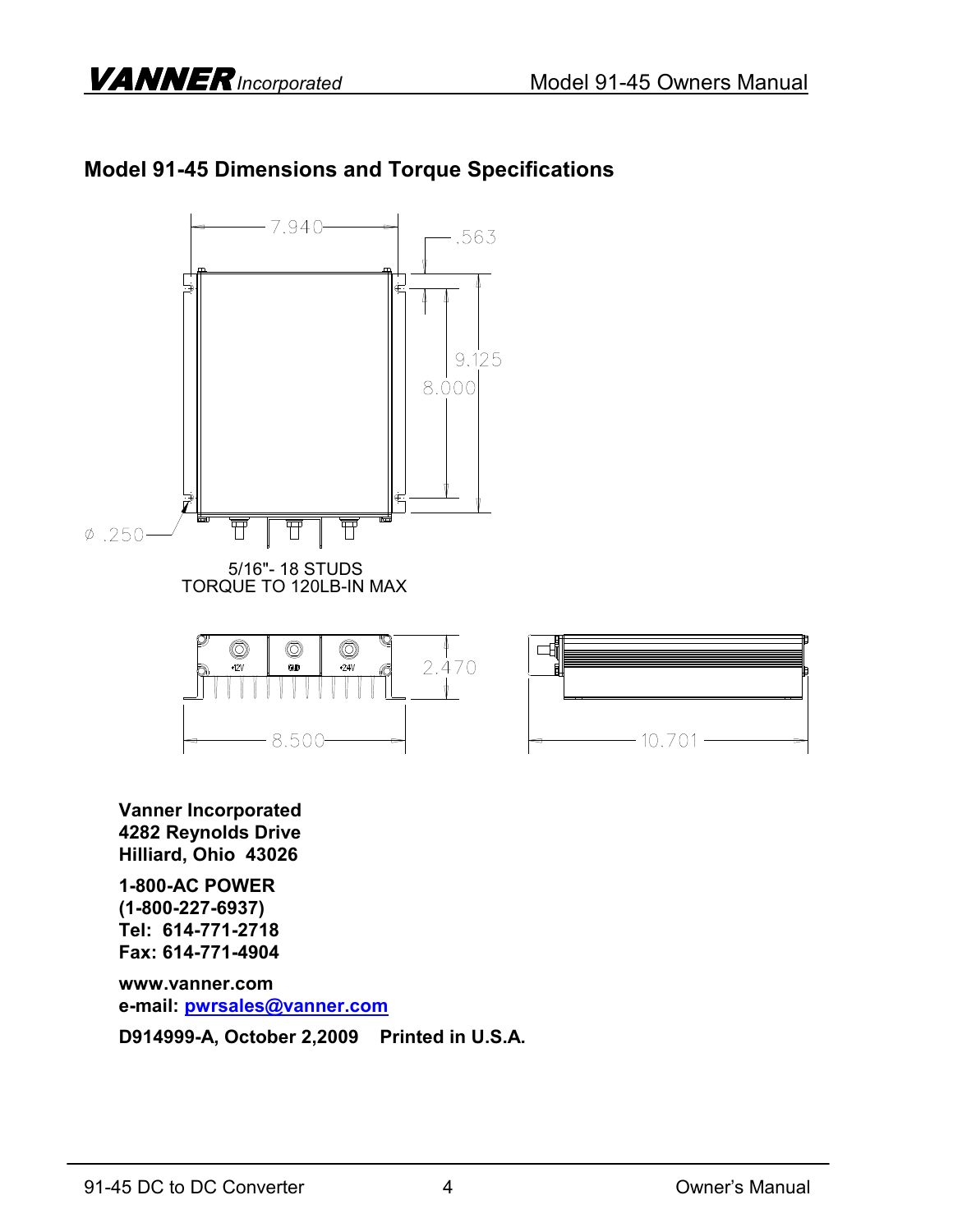## Model 91-45 Dimensions and Torque Specifications

7.940

.563

9.125

8.000

Ø .250

5/16"- 18 STUDS
TORQUE TO 120LB-IN MAX

+12V GND +24V

2.470

8.500

10.701

**Vanner Incorporated**
**4282 Reynolds Drive**
**Hilliard, Ohio 43026**

**1-800-AC POWER**
**(1-800-227-6937)**
**Tel: 614-771-2718**
**Fax: 614-771-4904**

**www.vanner.com**
**e-mail: pwrsales@vanner.com**

**D914999-A, October 2,2009 Printed in U.S.A.**